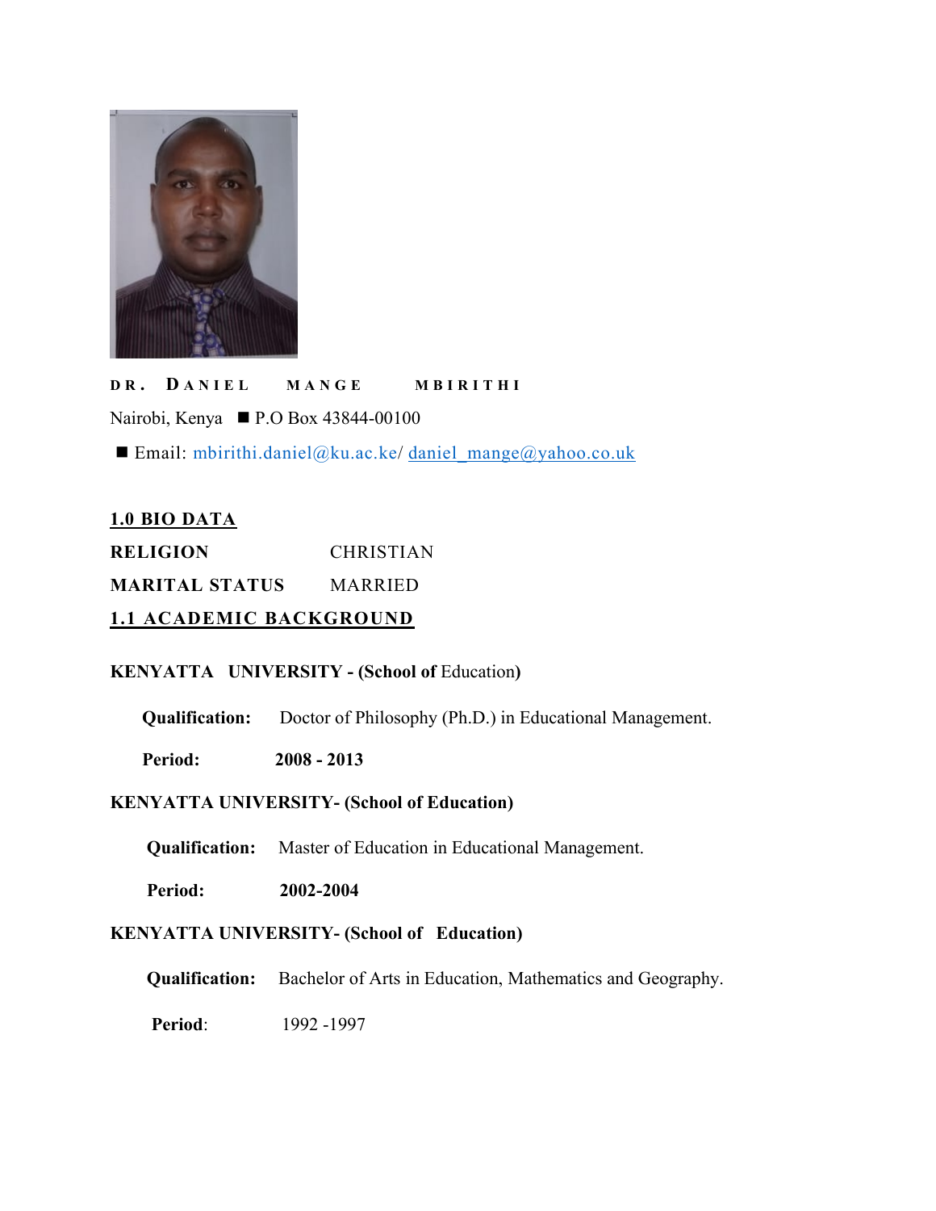**DR. DANIEL MANGE MBIRITHI**

Nairobi, Kenya ■ P.O Box 43844-00100

■ Email: mbirithi.daniel@ku.ac.ke/ daniel_mange@yahoo.co.uk

## 1.0 BIO DATA

**RELIGION** CHRISTIAN

**MARITAL STATUS** MARRIED

## 1.1 ACADEMIC BACKGROUND

**KENYATTA UNIVERSITY - (School of Education)**

**Qualification:** Doctor of Philosophy (Ph.D.) in Educational Management.

**Period:** **2008 - 2013**

**KENYATTA UNIVERSITY- (School of Education)**

**Qualification:** Master of Education in Educational Management.

**Period:** **2002-2004**

**KENYATTA UNIVERSITY- (School of Education)**

**Qualification:** Bachelor of Arts in Education, Mathematics and Geography.

**Period**: 1992 -1997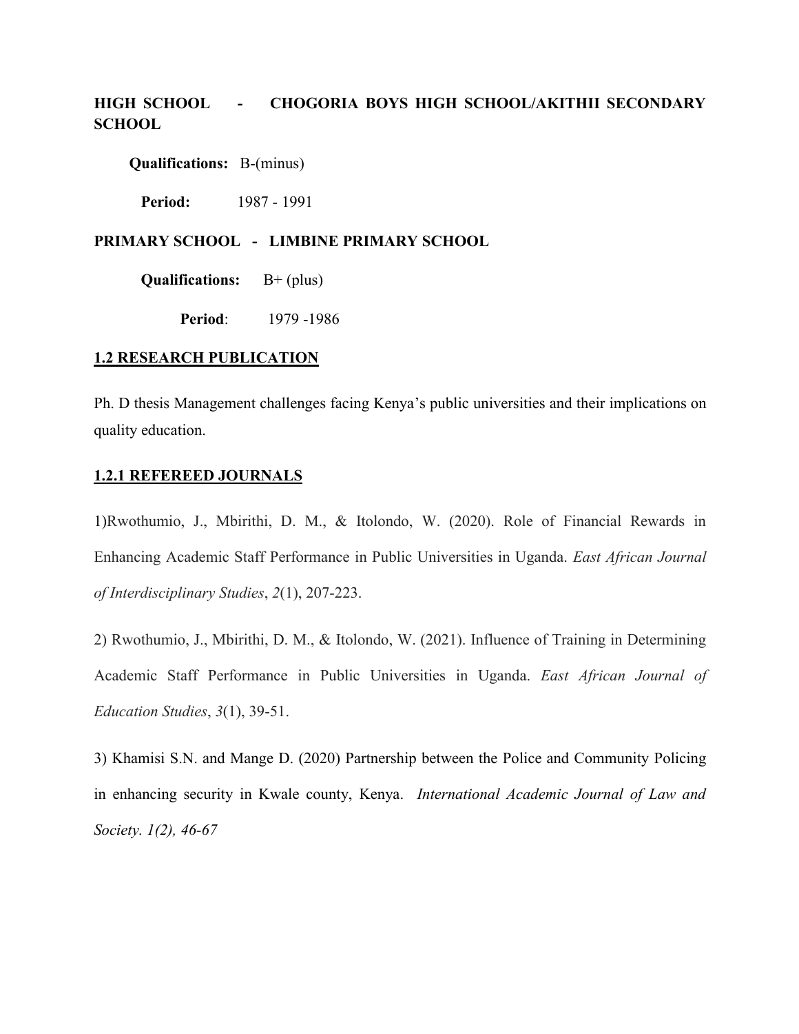**HIGH SCHOOL - CHOGORIA BOYS HIGH SCHOOL/AKITHII SECONDARY SCHOOL**

**Qualifications:** B-(minus)

**Period:** 1987 - 1991

**PRIMARY SCHOOL - LIMBINE PRIMARY SCHOOL**

**Qualifications:** B+ (plus)

**Period**: 1979 -1986

## 1.2 RESEARCH PUBLICATION

Ph. D thesis Management challenges facing Kenya's public universities and their implications on quality education.

### 1.2.1 REFEREED JOURNALS

1)Rwothumio, J., Mbirithi, D. M., & Itolondo, W. (2020). Role of Financial Rewards in Enhancing Academic Staff Performance in Public Universities in Uganda. *East African Journal of Interdisciplinary Studies*, *2*(1), 207-223.

2) Rwothumio, J., Mbirithi, D. M., & Itolondo, W. (2021). Influence of Training in Determining Academic Staff Performance in Public Universities in Uganda. *East African Journal of Education Studies*, *3*(1), 39-51.

3) Khamisi S.N. and Mange D. (2020) Partnership between the Police and Community Policing in enhancing security in Kwale county, Kenya. *International Academic Journal of Law and Society. 1(2), 46-67*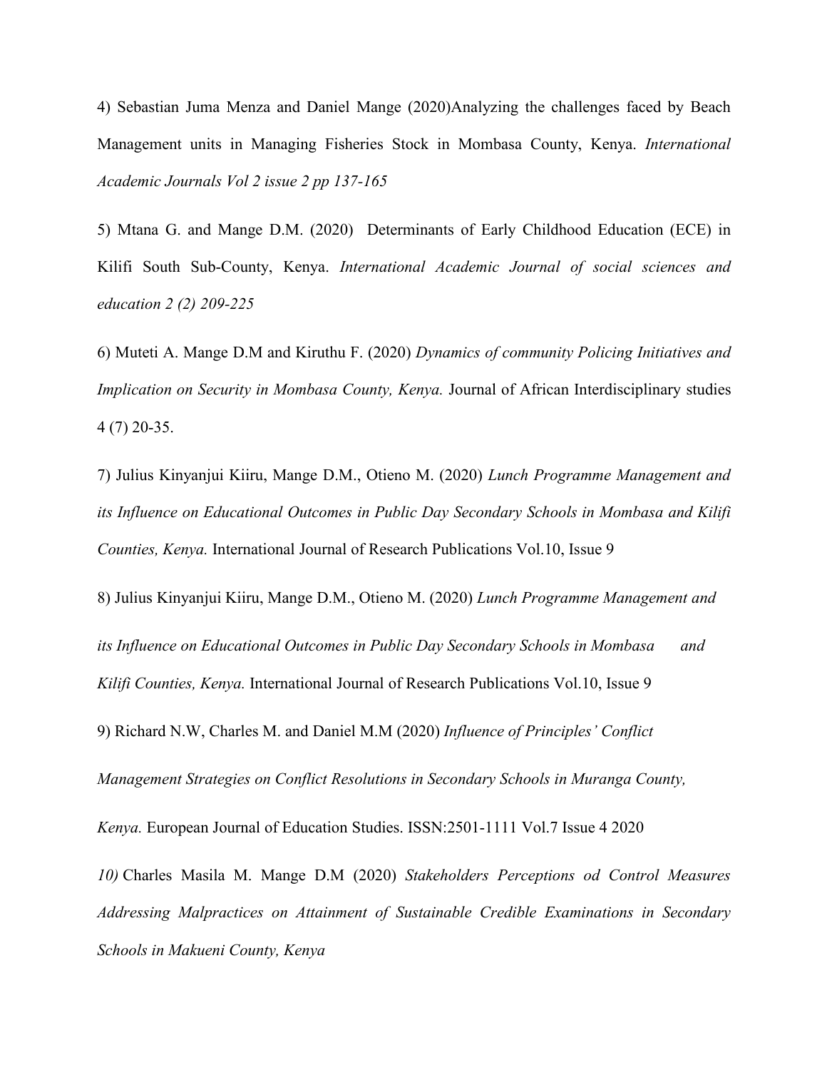4) Sebastian Juma Menza and Daniel Mange (2020)Analyzing the challenges faced by Beach Management units in Managing Fisheries Stock in Mombasa County, Kenya. *International Academic Journals Vol 2 issue 2 pp 137-165*

5) Mtana G. and Mange D.M. (2020) Determinants of Early Childhood Education (ECE) in Kilifi South Sub-County, Kenya. *International Academic Journal of social sciences and education 2 (2) 209-225*

6) Muteti A. Mange D.M and Kiruthu F. (2020) *Dynamics of community Policing Initiatives and Implication on Security in Mombasa County, Kenya.* Journal of African Interdisciplinary studies 4 (7) 20-35.

7) Julius Kinyanjui Kiiru, Mange D.M., Otieno M. (2020) *Lunch Programme Management and its Influence on Educational Outcomes in Public Day Secondary Schools in Mombasa and Kilifi Counties, Kenya.* International Journal of Research Publications Vol.10, Issue 9

8) Julius Kinyanjui Kiiru, Mange D.M., Otieno M. (2020) *Lunch Programme Management and its Influence on Educational Outcomes in Public Day Secondary Schools in Mombasa and Kilifi Counties, Kenya.* International Journal of Research Publications Vol.10, Issue 9

9) Richard N.W, Charles M. and Daniel M.M (2020) *Influence of Principles' Conflict Management Strategies on Conflict Resolutions in Secondary Schools in Muranga County, Kenya.* European Journal of Education Studies. ISSN:2501-1111 Vol.7 Issue 4 2020

*10)* Charles Masila M. Mange D.M (2020) *Stakeholders Perceptions od Control Measures Addressing Malpractices on Attainment of Sustainable Credible Examinations in Secondary Schools in Makueni County, Kenya*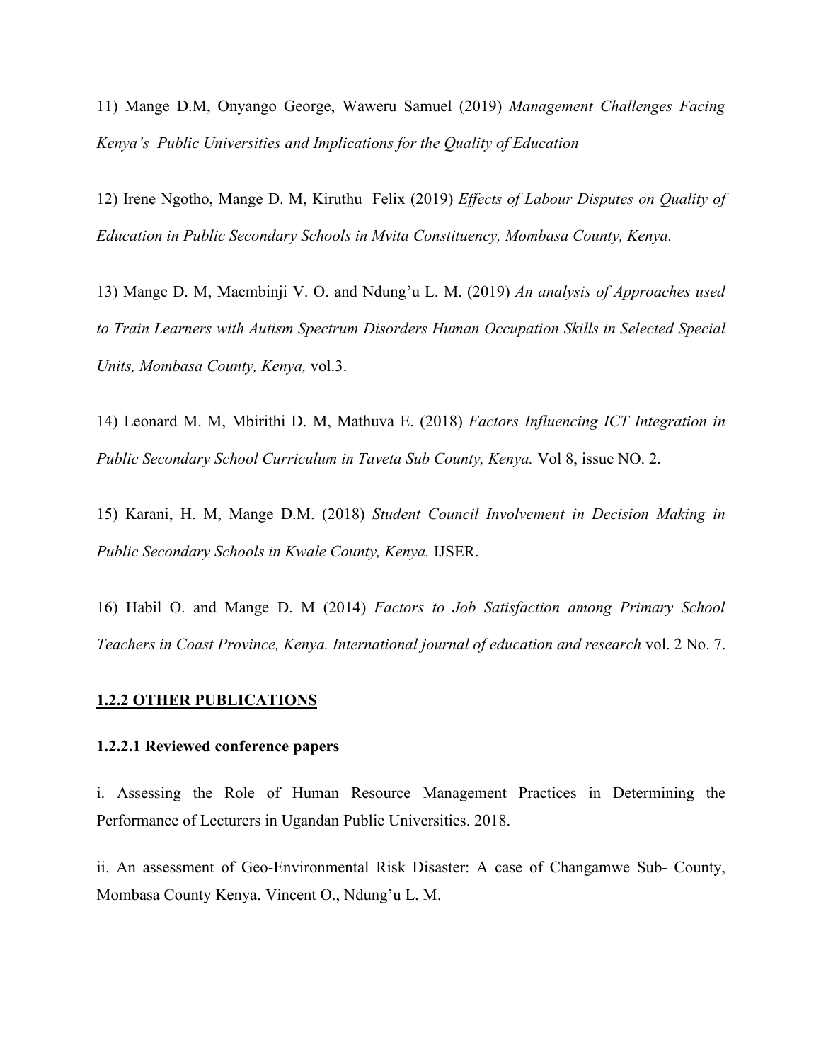11) Mange D.M, Onyango George, Waweru Samuel (2019) *Management Challenges Facing Kenya's Public Universities and Implications for the Quality of Education*

12) Irene Ngotho, Mange D. M, Kiruthu Felix (2019) *Effects of Labour Disputes on Quality of Education in Public Secondary Schools in Mvita Constituency, Mombasa County, Kenya.*

13) Mange D. M, Macmbinji V. O. and Ndung'u L. M. (2019) *An analysis of Approaches used to Train Learners with Autism Spectrum Disorders Human Occupation Skills in Selected Special Units, Mombasa County, Kenya,* vol.3.

14) Leonard M. M, Mbirithi D. M, Mathuva E. (2018) *Factors Influencing ICT Integration in Public Secondary School Curriculum in Taveta Sub County, Kenya.* Vol 8, issue NO. 2.

15) Karani, H. M, Mange D.M. (2018) *Student Council Involvement in Decision Making in Public Secondary Schools in Kwale County, Kenya.* IJSER.

16) Habil O. and Mange D. M (2014) *Factors to Job Satisfaction among Primary School Teachers in Coast Province, Kenya. International journal of education and research* vol. 2 No. 7.

### 1.2.2 OTHER PUBLICATIONS

#### 1.2.2.1 Reviewed conference papers

i. Assessing the Role of Human Resource Management Practices in Determining the Performance of Lecturers in Ugandan Public Universities. 2018.

ii. An assessment of Geo-Environmental Risk Disaster: A case of Changamwe Sub- County, Mombasa County Kenya. Vincent O., Ndung'u L. M.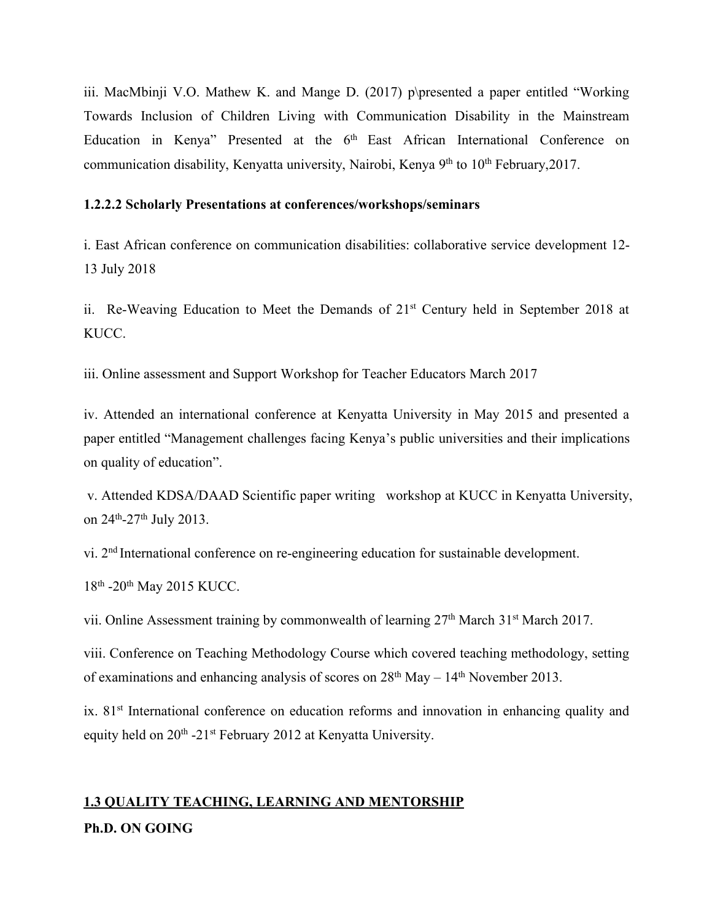iii. MacMbinji V.O. Mathew K. and Mange D. (2017) p\presented a paper entitled "Working Towards Inclusion of Children Living with Communication Disability in the Mainstream Education in Kenya" Presented at the 6th East African International Conference on communication disability, Kenyatta university, Nairobi, Kenya 9th to 10th February,2017.

**1.2.2.2 Scholarly Presentations at conferences/workshops/seminars**

i. East African conference on communication disabilities: collaborative service development 12-13 July 2018

ii. Re-Weaving Education to Meet the Demands of 21st Century held in September 2018 at KUCC.

iii. Online assessment and Support Workshop for Teacher Educators March 2017

iv. Attended an international conference at Kenyatta University in May 2015 and presented a paper entitled "Management challenges facing Kenya's public universities and their implications on quality of education".

v. Attended KDSA/DAAD Scientific paper writing workshop at KUCC in Kenyatta University, on 24th-27th July 2013.

vi. 2nd International conference on re-engineering education for sustainable development.

18th -20th May 2015 KUCC.

vii. Online Assessment training by commonwealth of learning 27th March 31st March 2017.

viii. Conference on Teaching Methodology Course which covered teaching methodology, setting of examinations and enhancing analysis of scores on 28th May – 14th November 2013.

ix. 81st International conference on education reforms and innovation in enhancing quality and equity held on 20th -21st February 2012 at Kenyatta University.

## 1.3 QUALITY TEACHING, LEARNING AND MENTORSHIP

**Ph.D. ON GOING**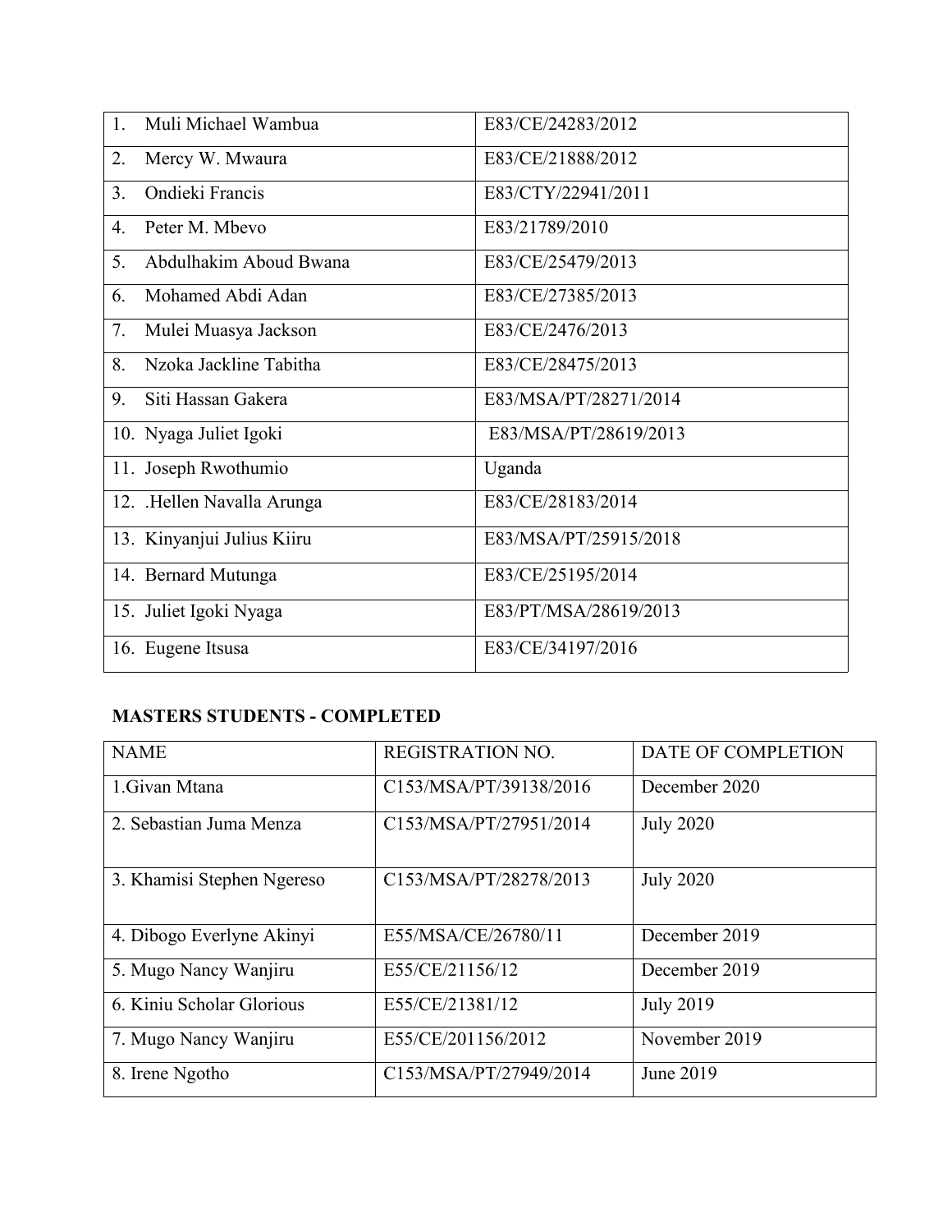| | |
|---|---|
| 1. Muli Michael Wambua | E83/CE/24283/2012 |
| 2. Mercy W. Mwaura | E83/CE/21888/2012 |
| 3. Ondieki Francis | E83/CTY/22941/2011 |
| 4. Peter M. Mbevo | E83/21789/2010 |
| 5. Abdulhakim Aboud Bwana | E83/CE/25479/2013 |
| 6. Mohamed Abdi Adan | E83/CE/27385/2013 |
| 7. Mulei Muasya Jackson | E83/CE/2476/2013 |
| 8. Nzoka Jackline Tabitha | E83/CE/28475/2013 |
| 9. Siti Hassan Gakera | E83/MSA/PT/28271/2014 |
| 10. Nyaga Juliet Igoki | E83/MSA/PT/28619/2013 |
| 11. Joseph Rwothumio | Uganda |
| 12. .Hellen Navalla Arunga | E83/CE/28183/2014 |
| 13. Kinyanjui Julius Kiiru | E83/MSA/PT/25915/2018 |
| 14. Bernard Mutunga | E83/CE/25195/2014 |
| 15. Juliet Igoki Nyaga | E83/PT/MSA/28619/2013 |
| 16. Eugene Itsusa | E83/CE/34197/2016 |

**MASTERS STUDENTS - COMPLETED**

| NAME | REGISTRATION NO. | DATE OF COMPLETION |
|---|---|---|
| 1.Givan Mtana | C153/MSA/PT/39138/2016 | December 2020 |
| 2. Sebastian Juma Menza | C153/MSA/PT/27951/2014 | July 2020 |
| 3. Khamisi Stephen Ngereso | C153/MSA/PT/28278/2013 | July 2020 |
| 4. Dibogo Everlyne Akinyi | E55/MSA/CE/26780/11 | December 2019 |
| 5. Mugo Nancy Wanjiru | E55/CE/21156/12 | December 2019 |
| 6. Kiniu Scholar Glorious | E55/CE/21381/12 | July 2019 |
| 7. Mugo Nancy Wanjiru | E55/CE/201156/2012 | November 2019 |
| 8. Irene Ngotho | C153/MSA/PT/27949/2014 | June 2019 |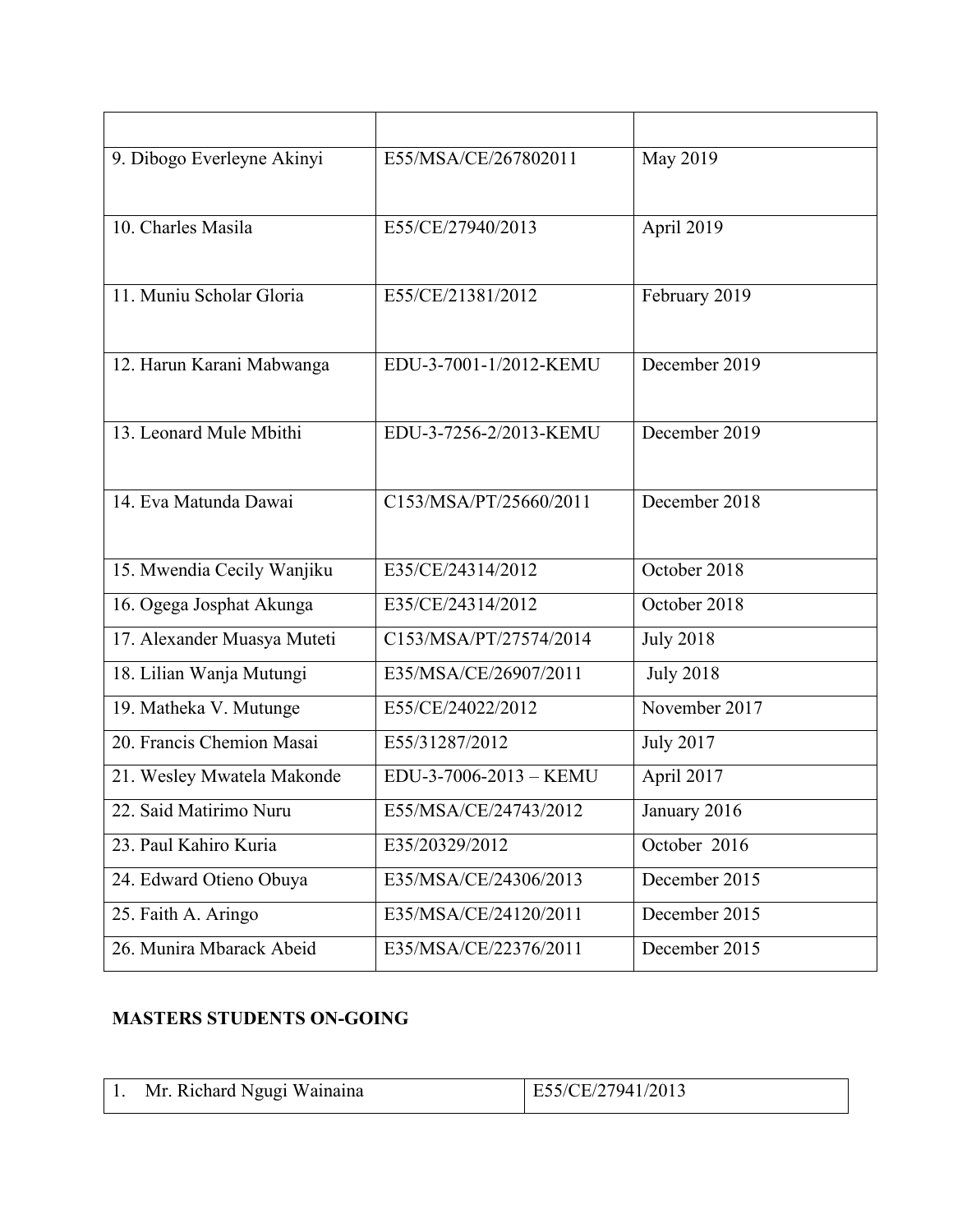| | | |
|---|---|---|
| 9. Dibogo Everleyne Akinyi | E55/MSA/CE/267802011 | May 2019 |
| 10. Charles Masila | E55/CE/27940/2013 | April 2019 |
| 11. Muniu Scholar Gloria | E55/CE/21381/2012 | February 2019 |
| 12. Harun Karani Mabwanga | EDU-3-7001-1/2012-KEMU | December 2019 |
| 13. Leonard Mule Mbithi | EDU-3-7256-2/2013-KEMU | December 2019 |
| 14. Eva Matunda Dawai | C153/MSA/PT/25660/2011 | December 2018 |
| 15. Mwendia Cecily Wanjiku | E35/CE/24314/2012 | October 2018 |
| 16. Ogega Josphat Akunga | E35/CE/24314/2012 | October 2018 |
| 17. Alexander Muasya Muteti | C153/MSA/PT/27574/2014 | July 2018 |
| 18. Lilian Wanja Mutungi | E35/MSA/CE/26907/2011 | July 2018 |
| 19. Matheka V. Mutunge | E55/CE/24022/2012 | November 2017 |
| 20. Francis Chemion Masai | E55/31287/2012 | July 2017 |
| 21. Wesley Mwatela Makonde | EDU-3-7006-2013 – KEMU | April 2017 |
| 22. Said Matirimo Nuru | E55/MSA/CE/24743/2012 | January 2016 |
| 23. Paul Kahiro Kuria | E35/20329/2012 | October 2016 |
| 24. Edward Otieno Obuya | E35/MSA/CE/24306/2013 | December 2015 |
| 25. Faith A. Aringo | E35/MSA/CE/24120/2011 | December 2015 |
| 26. Munira Mbarack Abeid | E35/MSA/CE/22376/2011 | December 2015 |

**MASTERS STUDENTS ON-GOING**

| | |
|---|---|
| 1. Mr. Richard Ngugi Wainaina | E55/CE/27941/2013 |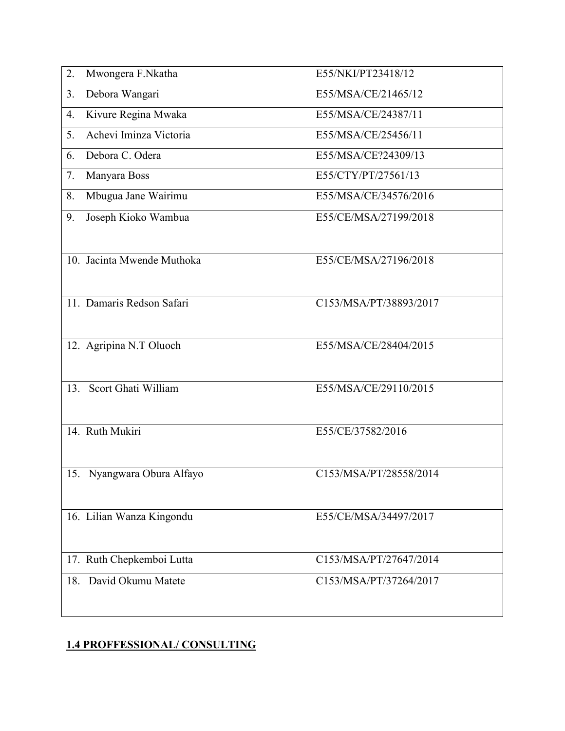| 2. Mwongera F.Nkatha | E55/NKI/PT23418/12 |
|---|---|
| 3. Debora Wangari | E55/MSA/CE/21465/12 |
| 4. Kivure Regina Mwaka | E55/MSA/CE/24387/11 |
| 5. Achevi Iminza Victoria | E55/MSA/CE/25456/11 |
| 6. Debora C. Odera | E55/MSA/CE?24309/13 |
| 7. Manyara Boss | E55/CTY/PT/27561/13 |
| 8. Mbugua Jane Wairimu | E55/MSA/CE/34576/2016 |
| 9. Joseph Kioko Wambua | E55/CE/MSA/27199/2018 |
| 10. Jacinta Mwende Muthoka | E55/CE/MSA/27196/2018 |
| 11. Damaris Redson Safari | C153/MSA/PT/38893/2017 |
| 12. Agripina N.T Oluoch | E55/MSA/CE/28404/2015 |
| 13. Scort Ghati William | E55/MSA/CE/29110/2015 |
| 14. Ruth Mukiri | E55/CE/37582/2016 |
| 15. Nyangwara Obura Alfayo | C153/MSA/PT/28558/2014 |
| 16. Lilian Wanza Kingondu | E55/CE/MSA/34497/2017 |
| 17. Ruth Chepkemboi Lutta | C153/MSA/PT/27647/2014 |
| 18. David Okumu Matete | C153/MSA/PT/37264/2017 |

**1.4 PROFFESSIONAL/ CONSULTING**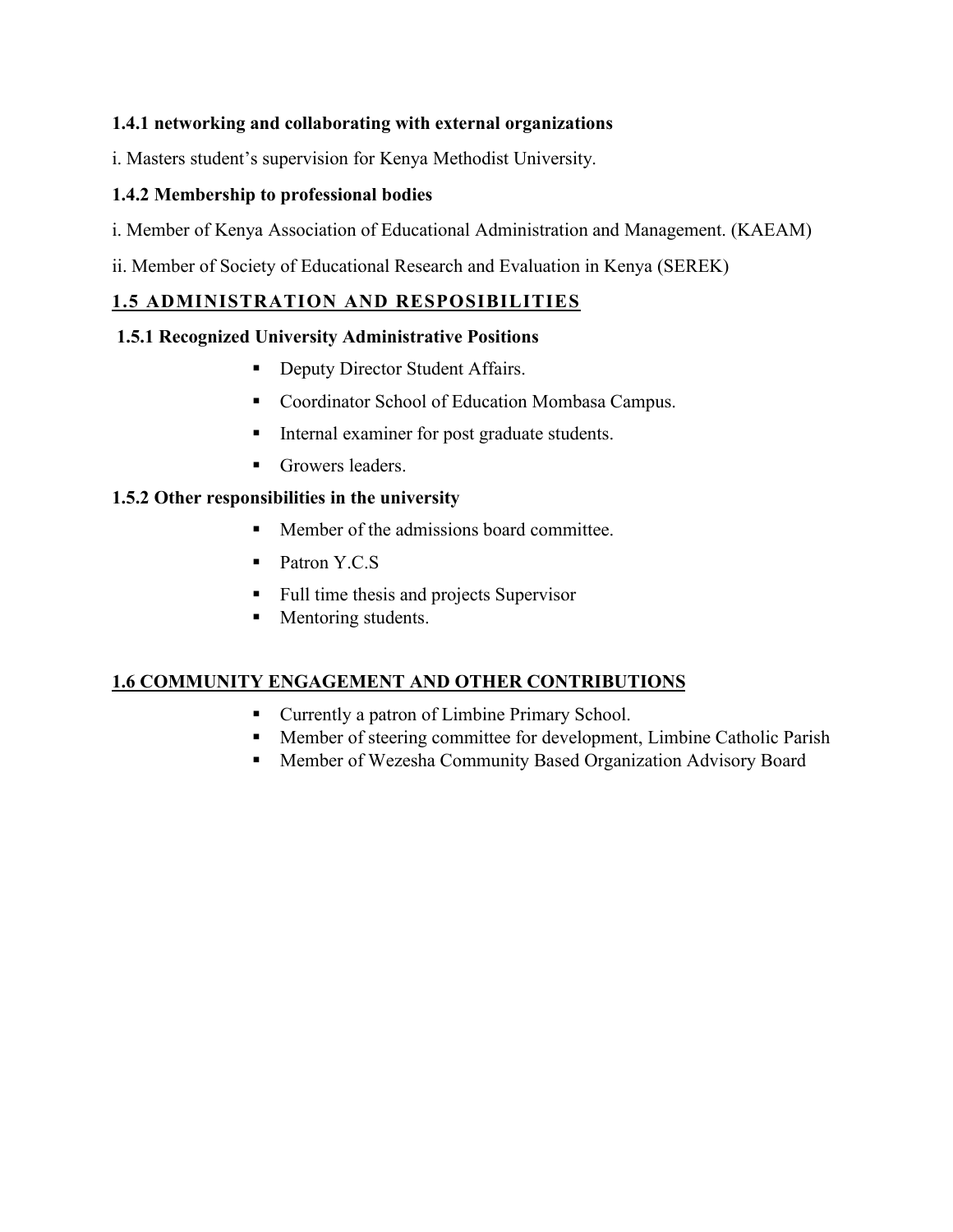### 1.4.1 networking and collaborating with external organizations

i. Masters student's supervision for Kenya Methodist University.

### 1.4.2 Membership to professional bodies

i. Member of Kenya Association of Educational Administration and Management. (KAEAM)

ii. Member of Society of Educational Research and Evaluation in Kenya (SEREK)

## 1.5 ADMINISTRATION AND RESPOSIBILITIES

### 1.5.1 Recognized University Administrative Positions

- Deputy Director Student Affairs.
- Coordinator School of Education Mombasa Campus.
- Internal examiner for post graduate students.
- Growers leaders.

### 1.5.2 Other responsibilities in the university

- Member of the admissions board committee.
- Patron Y.C.S
- Full time thesis and projects Supervisor
- Mentoring students.

## 1.6 COMMUNITY ENGAGEMENT AND OTHER CONTRIBUTIONS

- Currently a patron of Limbine Primary School.
- Member of steering committee for development, Limbine Catholic Parish
- Member of Wezesha Community Based Organization Advisory Board